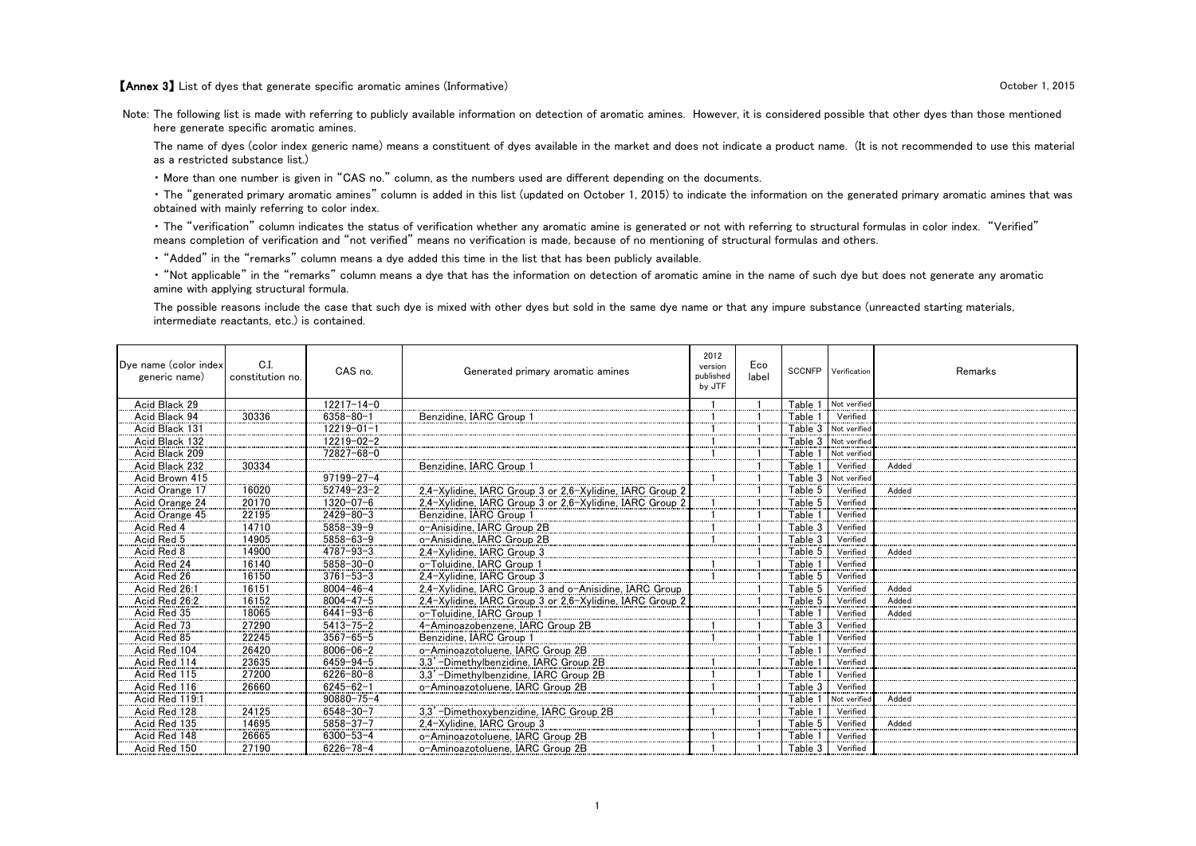**【Annex 3】** List of dyes that generate specific aromatic amines (Informative)

October 1, 2015

Note: The following list is made with referring to publicly available information on detection of aromatic amines. However, it is considered possible that other dyes than those mentioned here generate specific aromatic amines.

The name of dyes (color index generic name) means a constituent of dyes available in the market and does not indicate a product name. (It is not recommended to use this material as a restricted substance list.)

・More than one number is given in "CAS no." column, as the numbers used are different depending on the documents.

・The "generated primary aromatic amines" column is added in this list (updated on October 1, 2015) to indicate the information on the generated primary aromatic amines that was obtained with mainly referring to color index.

・The "verification" column indicates the status of verification whether any aromatic amine is generated or not with referring to structural formulas in color index. "Verified" means completion of verification and "not verified" means no verification is made, because of no mentioning of structural formulas and others.

・"Added" in the "remarks" column means a dye added this time in the list that has been publicly available.

・"Not applicable" in the "remarks" column means a dye that has the information on detection of aromatic amine in the name of such dye but does not generate any aromatic amine with applying structural formula.

The possible reasons include the case that such dye is mixed with other dyes but sold in the same dye name or that any impure substance (unreacted starting materials, intermediate reactants, etc.) is contained.

| Dye name (color index generic name) | C.I. constitution no. | CAS no. | Generated primary aromatic amines | 2012 version published by JTF | Eco label | SCCNFP | Verification | Remarks |
|---|---|---|---|---|---|---|---|---|
| Acid Black 29 | | 12217-14-0 | | 1 | 1 | Table 1 | Not verified | |
| Acid Black 94 | 30336 | 6358-80-1 | Benzidine, IARC Group 1 | 1 | 1 | Table 1 | Verified | |
| Acid Black 131 | | 12219-01-1 | | 1 | 1 | Table 3 | Not verified | |
| Acid Black 132 | | 12219-02-2 | | 1 | 1 | Table 3 | Not verified | |
| Acid Black 209 | | 72827-68-0 | | 1 | 1 | Table 1 | Not verified | |
| Acid Black 232 | 30334 | | Benzidine, IARC Group 1 | | 1 | Table 1 | Verified | Added |
| Acid Brown 415 | | 97199-27-4 | | 1 | 1 | Table 3 | Not verified | |
| Acid Orange 17 | 16020 | 52749-23-2 | 2,4-Xylidine, IARC Group 3 or 2,6-Xylidine, IARC Group 2 | | 1 | Table 5 | Verified | Added |
| Acid Orange 24 | 20170 | 1320-07-6 | 2,4-Xylidine, IARC Group 3 or 2,6-Xylidine, IARC Group 2 | 1 | 1 | Table 5 | Verified | |
| Acid Orange 45 | 22195 | 2429-80-3 | Benzidine, IARC Group 1 | 1 | 1 | Table 1 | Verified | |
| Acid Red 4 | 14710 | 5858-39-9 | o-Anisidine, IARC Group 2B | 1 | 1 | Table 3 | Verified | |
| Acid Red 5 | 14905 | 5858-63-9 | o-Anisidine, IARC Group 2B | 1 | 1 | Table 3 | Verified | |
| Acid Red 8 | 14900 | 4787-93-3 | 2,4-Xylidine, IARC Group 3 | | 1 | Table 5 | Verified | Added |
| Acid Red 24 | 16140 | 5858-30-0 | o-Toluidine, IARC Group 1 | 1 | 1 | Table 1 | Verified | |
| Acid Red 26 | 16150 | 3761-53-3 | 2,4-Xylidine, IARC Group 3 | 1 | 1 | Table 5 | Verified | |
| Acid Red 26:1 | 16151 | 8004-46-4 | 2,4-Xylidine, IARC Group 3 and o-Anisidine, IARC Group | | 1 | Table 5 | Verified | Added |
| Acid Red 26:2 | 16152 | 8004-47-5 | 2,4-Xylidine, IARC Group 3 or 2,6-Xylidine, IARC Group 2 | | 1 | Table 5 | Verified | Added |
| Acid Red 35 | 18065 | 6441-93-6 | o-Toluidine, IARC Group 1 | | 1 | Table 1 | Verified | Added |
| Acid Red 73 | 27290 | 5413-75-2 | 4-Aminoazobenzene, IARC Group 2B | 1 | 1 | Table 3 | Verified | |
| Acid Red 85 | 22245 | 3567-65-5 | Benzidine, IARC Group 1 | 1 | 1 | Table 1 | Verified | |
| Acid Red 104 | 26420 | 8006-06-2 | o-Aminoazotoluene, IARC Group 2B | | 1 | Table 1 | Verified | |
| Acid Red 114 | 23635 | 6459-94-5 | 3,3'-Dimethylbenzidine, IARC Group 2B | 1 | 1 | Table 1 | Verified | |
| Acid Red 115 | 27200 | 6226-80-8 | 3,3'-Dimethylbenzidine, IARC Group 2B | 1 | 1 | Table 1 | Verified | |
| Acid Red 116 | 26660 | 6245-62-1 | o-Aminoazotoluene, IARC Group 2B | 1 | 1 | Table 3 | Verified | |
| Acid Red 119:1 | | 90880-75-4 | | | 1 | Table 1 | Not verified | Added |
| Acid Red 128 | 24125 | 6548-30-7 | 3,3'-Dimethoxybenzidine, IARC Group 2B | 1 | 1 | Table 1 | Verified | |
| Acid Red 135 | 14695 | 5858-37-7 | 2,4-Xylidine, IARC Group 3 | | 1 | Table 5 | Verified | Added |
| Acid Red 148 | 26665 | 6300-53-4 | o-Aminoazotoluene, IARC Group 2B | 1 | 1 | Table 1 | Verified | |
| Acid Red 150 | 27190 | 6226-78-4 | o-Aminoazotoluene, IARC Group 2B | 1 | 1 | Table 3 | Verified | |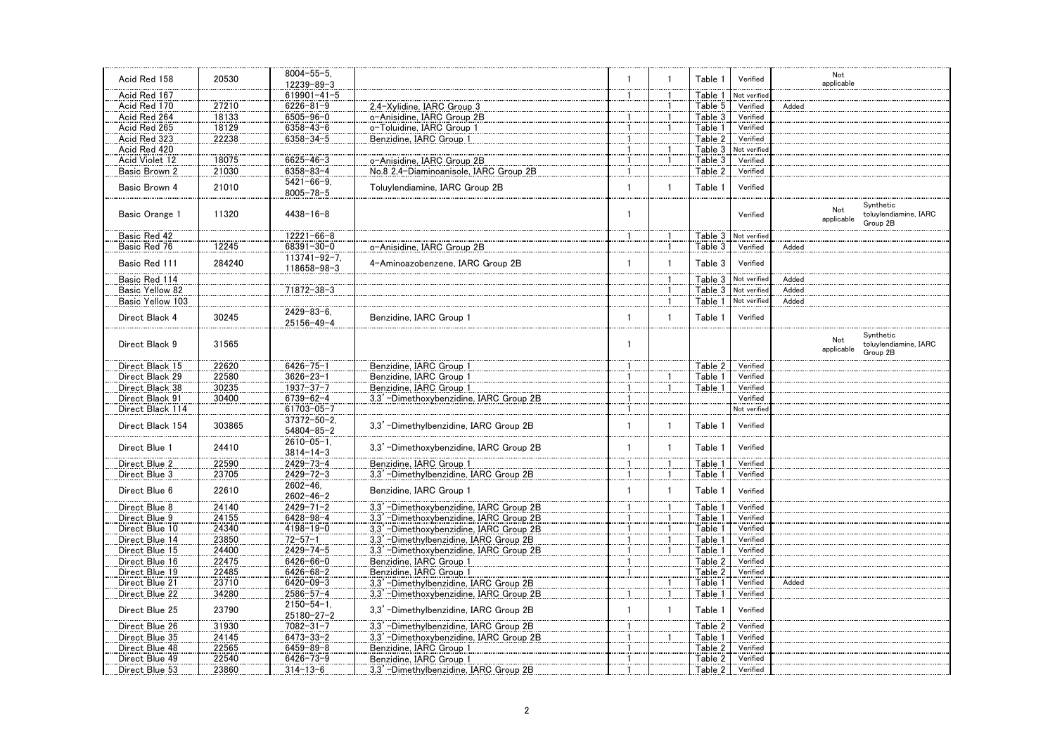| | | | | | | | | | | |
|---|---|---|---|---|---|---|---|---|---|---|
| Acid Red 158 | 20530 | 8004-55-5, 12239-89-3 | | 1 | 1 | Table 1 | Verified | | Not applicable | |
| Acid Red 167 | | 619901-41-5 | | 1 | 1 | Table 1 | Not verified | | | |
| Acid Red 170 | 27210 | 6226-81-9 | 2,4-Xylidine, IARC Group 3 | | 1 | Table 5 | Verified | Added | | |
| Acid Red 264 | 18133 | 6505-96-0 | o-Anisidine, IARC Group 2B | 1 | 1 | Table 3 | Verified | | | |
| Acid Red 265 | 18129 | 6358-43-6 | o-Toluidine, IARC Group 1 | 1 | 1 | Table 1 | Verified | | | |
| Acid Red 323 | 22238 | 6358-34-5 | Benzidine, IARC Group 1 | 1 | | Table 2 | Verified | | | |
| Acid Red 420 | | | | 1 | 1 | Table 3 | Not verified | | | |
| Acid Violet 12 | 18075 | 6625-46-3 | o-Anisidine, IARC Group 2B | 1 | 1 | Table 3 | Verified | | | |
| Basic Brown 2 | 21030 | 6358-83-4 | No.8 2,4-Diaminoanisole, IARC Group 2B | 1 | | Table 2 | Verified | | | |
| Basic Brown 4 | 21010 | 5421-66-9, 8005-78-5 | Toluylendiamine, IARC Group 2B | 1 | 1 | Table 1 | Verified | | | |
| Basic Orange 1 | 11320 | 4438-16-8 | | 1 | | | Verified | | Not applicable | Synthetic toluylendiamine, IARC Group 2B |
| Basic Red 42 | | 12221-66-8 | | 1 | 1 | Table 3 | Not verified | | | |
| Basic Red 76 | 12245 | 68391-30-0 | o-Anisidine, IARC Group 2B | | 1 | Table 3 | Verified | Added | | |
| Basic Red 111 | 284240 | 113741-92-7, 118658-98-3 | 4-Aminoazobenzene, IARC Group 2B | 1 | 1 | Table 3 | Verified | | | |
| Basic Red 114 | | | | | 1 | Table 3 | Not verified | Added | | |
| Basic Yellow 82 | | 71872-38-3 | | | 1 | Table 3 | Not verified | Added | | |
| Basic Yellow 103 | | | | | 1 | Table 1 | Not verified | Added | | |
| Direct Black 4 | 30245 | 2429-83-6, 25156-49-4 | Benzidine, IARC Group 1 | 1 | 1 | Table 1 | Verified | | | |
| Direct Black 9 | 31565 | | | 1 | | | | | Not applicable | Synthetic toluylendiamine, IARC Group 2B |
| Direct Black 15 | 22620 | 6426-75-1 | Benzidine, IARC Group 1 | 1 | | Table 2 | Verified | | | |
| Direct Black 29 | 22580 | 3626-23-1 | Benzidine, IARC Group 1 | 1 | 1 | Table 1 | Verified | | | |
| Direct Black 38 | 30235 | 1937-37-7 | Benzidine, IARC Group 1 | 1 | 1 | Table 1 | Verified | | | |
| Direct Black 91 | 30400 | 6739-62-4 | 3,3’-Dimethoxybenzidine, IARC Group 2B | 1 | | | Verified | | | |
| Direct Black 114 | | 61703-05-7 | | 1 | | | Not verified | | | |
| Direct Black 154 | 303865 | 37372-50-2, 54804-85-2 | 3,3’-Dimethylbenzidine, IARC Group 2B | 1 | 1 | Table 1 | Verified | | | |
| Direct Blue 1 | 24410 | 2610-05-1, 3814-14-3 | 3,3’-Dimethoxybenzidine, IARC Group 2B | 1 | 1 | Table 1 | Verified | | | |
| Direct Blue 2 | 22590 | 2429-73-4 | Benzidine, IARC Group 1 | 1 | 1 | Table 1 | Verified | | | |
| Direct Blue 3 | 23705 | 2429-72-3 | 3,3’-Dimethylbenzidine, IARC Group 2B | 1 | 1 | Table 1 | Verified | | | |
| Direct Blue 6 | 22610 | 2602-46, 2602-46-2 | Benzidine, IARC Group 1 | 1 | 1 | Table 1 | Verified | | | |
| Direct Blue 8 | 24140 | 2429-71-2 | 3,3’-Dimethoxybenzidine, IARC Group 2B | 1 | 1 | Table 1 | Verified | | | |
| Direct Blue 9 | 24155 | 6428-98-4 | 3,3’-Dimethoxybenzidine, IARC Group 2B | 1 | 1 | Table 1 | Verified | | | |
| Direct Blue 10 | 24340 | 4198-19-0 | 3,3’-Dimethoxybenzidine, IARC Group 2B | 1 | 1 | Table 1 | Verified | | | |
| Direct Blue 14 | 23850 | 72-57-1 | 3,3’-Dimethylbenzidine, IARC Group 2B | 1 | 1 | Table 1 | Verified | | | |
| Direct Blue 15 | 24400 | 2429-74-5 | 3,3’-Dimethoxybenzidine, IARC Group 2B | 1 | 1 | Table 1 | Verified | | | |
| Direct Blue 16 | 22475 | 6426-66-0 | Benzidine, IARC Group 1 | 1 | | Table 2 | Verified | | | |
| Direct Blue 19 | 22485 | 6426-68-2 | Benzidine, IARC Group 1 | 1 | | Table 2 | Verified | | | |
| Direct Blue 21 | 23710 | 6420-09-3 | 3,3’-Dimethylbenzidine, IARC Group 2B | | 1 | Table 1 | Verified | Added | | |
| Direct Blue 22 | 34280 | 2586-57-4 | 3,3’-Dimethoxybenzidine, IARC Group 2B | 1 | 1 | Table 1 | Verified | | | |
| Direct Blue 25 | 23790 | 2150-54-1, 25180-27-2 | 3,3’-Dimethylbenzidine, IARC Group 2B | 1 | 1 | Table 1 | Verified | | | |
| Direct Blue 26 | 31930 | 7082-31-7 | 3,3’-Dimethylbenzidine, IARC Group 2B | 1 | | Table 2 | Verified | | | |
| Direct Blue 35 | 24145 | 6473-33-2 | 3,3’-Dimethoxybenzidine, IARC Group 2B | 1 | 1 | Table 1 | Verified | | | |
| Direct Blue 48 | 22565 | 6459-89-8 | Benzidine, IARC Group 1 | 1 | | Table 2 | Verified | | | |
| Direct Blue 49 | 22540 | 6426-73-9 | Benzidine, IARC Group 1 | 1 | | Table 2 | Verified | | | |
| Direct Blue 53 | 23860 | 314-13-6 | 3,3’-Dimethylbenzidine, IARC Group 2B | 1 | | Table 2 | Verified | | | |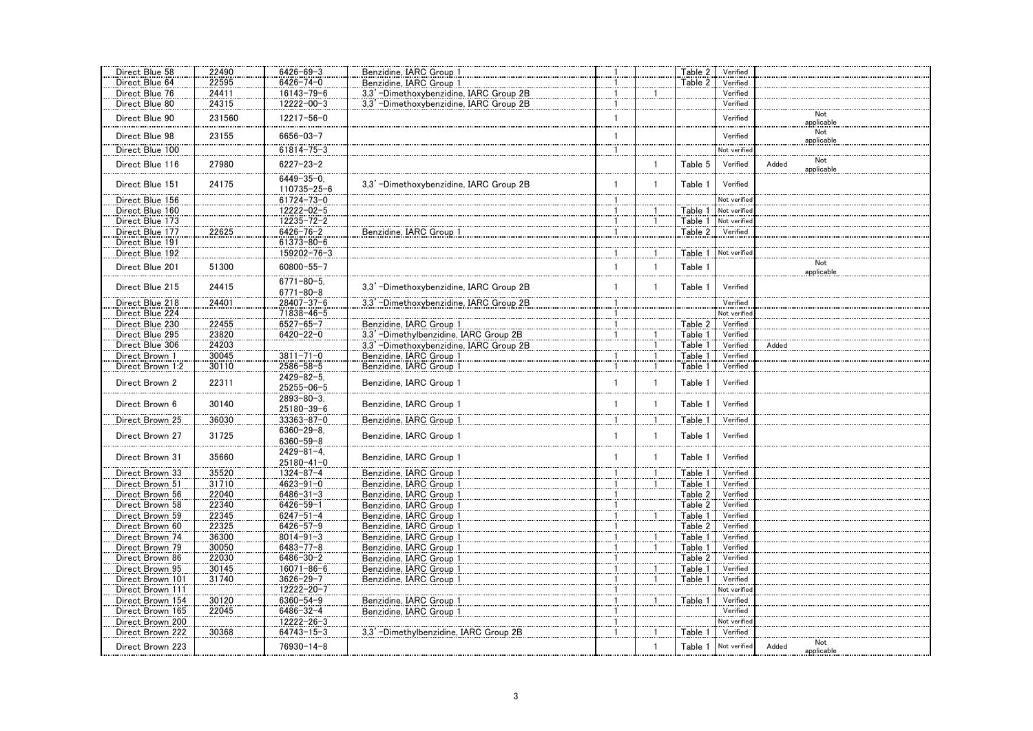| | | | | | | | | | |
|---|---|---|---|---|---|---|---|---|---|
| Direct Blue 58 | 22490 | 6426-69-3 | Benzidine, IARC Group 1 | 1 | | Table 2 | Verified | | |
| Direct Blue 64 | 22595 | 6426-74-0 | Benzidine, IARC Group 1 | 1 | | Table 2 | Verified | | |
| Direct Blue 76 | 24411 | 16143-79-6 | 3,3'-Dimethoxybenzidine, IARC Group 2B | 1 | 1 | | Verified | | |
| Direct Blue 80 | 24315 | 12222-00-3 | 3,3'-Dimethoxybenzidine, IARC Group 2B | 1 | | | Verified | | |
| Direct Blue 90 | 231560 | 12217-56-0 | | 1 | | | Verified | | Not applicable |
| Direct Blue 98 | 23155 | 6656-03-7 | | 1 | | | Verified | | Not applicable |
| Direct Blue 100 | | 61814-75-3 | | 1 | | | Not verified | | |
| Direct Blue 116 | 27980 | 6227-23-2 | | | 1 | Table 5 | Verified | Added | Not applicable |
| Direct Blue 151 | 24175 | 6449-35-0, 110735-25-6 | 3,3'-Dimethoxybenzidine, IARC Group 2B | 1 | 1 | Table 1 | Verified | | |
| Direct Blue 156 | | 61724-73-0 | | 1 | | | Not verified | | |
| Direct Blue 160 | | 12222-02-5 | | 1 | 1 | Table 1 | Not verified | | |
| Direct Blue 173 | | 12235-72-2 | | 1 | 1 | Table 1 | Not verified | | |
| Direct Blue 177 | 22625 | 6426-76-2 | Benzidine, IARC Group 1 | 1 | | Table 2 | Verified | | |
| Direct Blue 191 | | 61373-80-6 | | | | | | | |
| Direct Blue 192 | | 159202-76-3 | | 1 | 1 | Table 1 | Not verified | | |
| Direct Blue 201 | 51300 | 60800-55-7 | | 1 | 1 | Table 1 | | | Not applicable |
| Direct Blue 215 | 24415 | 6771-80-5, 6771-80-8 | 3,3'-Dimethoxybenzidine, IARC Group 2B | 1 | 1 | Table 1 | Verified | | |
| Direct Blue 218 | 24401 | 28407-37-6 | 3,3'-Dimethoxybenzidine, IARC Group 2B | 1 | | | Verified | | |
| Direct Blue 224 | | 71838-46-5 | | 1 | | | Not verified | | |
| Direct Blue 230 | 22455 | 6527-65-7 | Benzidine, IARC Group 1 | 1 | | Table 2 | Verified | | |
| Direct Blue 295 | 23820 | 6420-22-0 | 3,3'-Dimethylbenzidine, IARC Group 2B | 1 | 1 | Table 1 | Verified | | |
| Direct Blue 306 | 24203 | | 3,3'-Dimethoxybenzidine, IARC Group 2B | | 1 | Table 1 | Verified | Added | |
| Direct Brown 1 | 30045 | 3811-71-0 | Benzidine, IARC Group 1 | 1 | 1 | Table 1 | Verified | | |
| Direct Brown 1:2 | 30110 | 2586-58-5 | Benzidine, IARC Group 1 | 1 | 1 | Table 1 | Verified | | |
| Direct Brown 2 | 22311 | 2429-82-5, 25255-06-5 | Benzidine, IARC Group 1 | 1 | 1 | Table 1 | Verified | | |
| Direct Brown 6 | 30140 | 2893-80-3, 25180-39-6 | Benzidine, IARC Group 1 | 1 | 1 | Table 1 | Verified | | |
| Direct Brown 25 | 36030 | 33363-87-0 | Benzidine, IARC Group 1 | 1 | 1 | Table 1 | Verified | | |
| Direct Brown 27 | 31725 | 6360-29-8, 6360-59-8 | Benzidine, IARC Group 1 | 1 | 1 | Table 1 | Verified | | |
| Direct Brown 31 | 35660 | 2429-81-4, 25180-41-0 | Benzidine, IARC Group 1 | 1 | 1 | Table 1 | Verified | | |
| Direct Brown 33 | 35520 | 1324-87-4 | Benzidine, IARC Group 1 | 1 | 1 | Table 1 | Verified | | |
| Direct Brown 51 | 31710 | 4623-91-0 | Benzidine, IARC Group 1 | 1 | 1 | Table 1 | Verified | | |
| Direct Brown 56 | 22040 | 6486-31-3 | Benzidine, IARC Group 1 | 1 | | Table 2 | Verified | | |
| Direct Brown 58 | 22340 | 6426-59-1 | Benzidine, IARC Group 1 | 1 | | Table 2 | Verified | | |
| Direct Brown 59 | 22345 | 6247-51-4 | Benzidine, IARC Group 1 | 1 | 1 | Table 1 | Verified | | |
| Direct Brown 60 | 22325 | 6426-57-9 | Benzidine, IARC Group 1 | 1 | | Table 2 | Verified | | |
| Direct Brown 74 | 36300 | 8014-91-3 | Benzidine, IARC Group 1 | 1 | 1 | Table 1 | Verified | | |
| Direct Brown 79 | 30050 | 6483-77-8 | Benzidine, IARC Group 1 | 1 | 1 | Table 1 | Verified | | |
| Direct Brown 86 | 22030 | 6486-30-2 | Benzidine, IARC Group 1 | 1 | | Table 2 | Verified | | |
| Direct Brown 95 | 30145 | 16071-86-6 | Benzidine, IARC Group 1 | 1 | 1 | Table 1 | Verified | | |
| Direct Brown 101 | 31740 | 3626-29-7 | Benzidine, IARC Group 1 | 1 | 1 | Table 1 | Verified | | |
| Direct Brown 111 | | 12222-20-7 | | 1 | | | Not verified | | |
| Direct Brown 154 | 30120 | 6360-54-9 | Benzidine, IARC Group 1 | 1 | 1 | Table 1 | Verified | | |
| Direct Brown 165 | 22045 | 6486-32-4 | Benzidine, IARC Group 1 | 1 | | | Verified | | |
| Direct Brown 200 | | 12222-26-3 | | 1 | | | Not verified | | |
| Direct Brown 222 | 30368 | 64743-15-3 | 3,3'-Dimethylbenzidine, IARC Group 2B | 1 | 1 | Table 1 | Verified | | |
| Direct Brown 223 | | 76930-14-8 | | | 1 | Table 1 | Not verified | Added | Not applicable |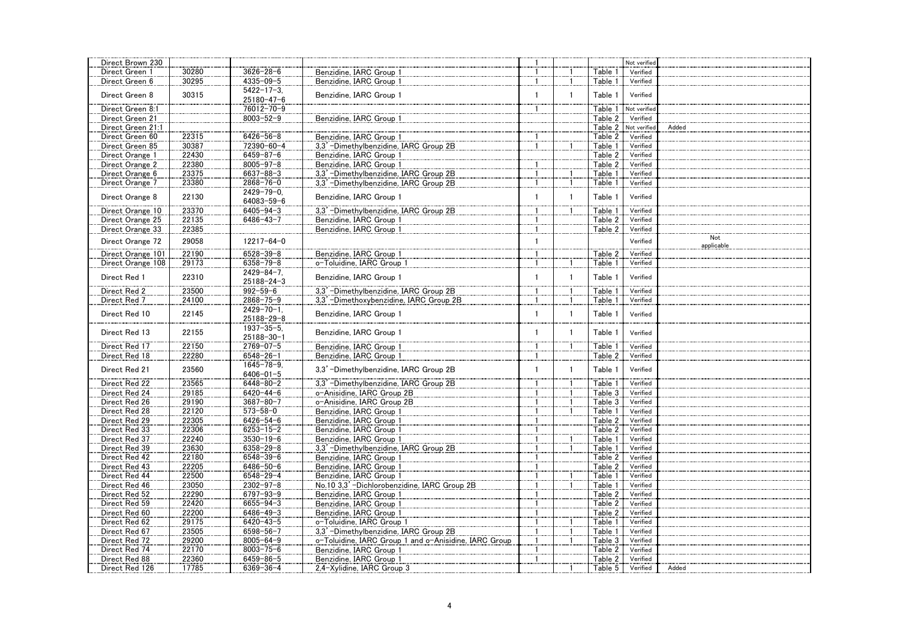| | | | | | | | | |
|---|---|---|---|---|---|---|---|---|
| Direct Brown 230 | | | | 1 | | | Not verified | |
| Direct Green 1 | 30280 | 3626-28-6 | Benzidine, IARC Group 1 | 1 | 1 | Table 1 | Verified | |
| Direct Green 6 | 30295 | 4335-09-5 | Benzidine, IARC Group 1 | 1 | 1 | Table 1 | Verified | |
| Direct Green 8 | 30315 | 5422-17-3, 25180-47-6 | Benzidine, IARC Group 1 | 1 | 1 | Table 1 | Verified | |
| Direct Green 8:1 | | 76012-70-9 | | 1 | | Table 1 | Not verified | |
| Direct Green 21 | | 8003-52-9 | Benzidine, IARC Group 1 | | | Table 2 | Verified | |
| Direct Green 21:1 | | | | | | Table 2 | Not verified | Added |
| Direct Green 60 | 22315 | 6426-56-8 | Benzidine, IARC Group 1 | 1 | | Table 2 | Verified | |
| Direct Green 85 | 30387 | 72390-60-4 | 3,3'-Dimethylbenzidine, IARC Group 2B | 1 | 1 | Table 1 | Verified | |
| Direct Orange 1 | 22430 | 6459-87-6 | Benzidine, IARC Group 1 | | | Table 2 | Verified | |
| Direct Orange 2 | 22380 | 8005-97-8 | Benzidine, IARC Group 1 | 1 | | Table 2 | Verified | |
| Direct Orange 6 | 23375 | 6637-88-3 | 3,3'-Dimethylbenzidine, IARC Group 2B | 1 | 1 | Table 1 | Verified | |
| Direct Orange 7 | 23380 | 2868-76-0 | 3,3'-Dimethylbenzidine, IARC Group 2B | 1 | 1 | Table 1 | Verified | |
| Direct Orange 8 | 22130 | 2429-79-0, 64083-59-6 | Benzidine, IARC Group 1 | 1 | 1 | Table 1 | Verified | |
| Direct Orange 10 | 23370 | 6405-94-3 | 3,3'-Dimethylbenzidine, IARC Group 2B | 1 | 1 | Table 1 | Verified | |
| Direct Orange 25 | 22135 | 6486-43-7 | Benzidine, IARC Group 1 | 1 | | Table 2 | Verified | |
| Direct Orange 33 | 22385 | | Benzidine, IARC Group 1 | 1 | | Table 2 | Verified | |
| Direct Orange 72 | 29058 | 12217-64-0 | | 1 | | | Verified | Not applicable |
| Direct Orange 101 | 22190 | 6528-39-8 | Benzidine, IARC Group 1 | 1 | | Table 2 | Verified | |
| Direct Orange 108 | 29173 | 6358-79-8 | o-Toluidine, IARC Group 1 | 1 | 1 | Table 1 | Verified | |
| Direct Red 1 | 22310 | 2429-84-7, 25188-24-3 | Benzidine, IARC Group 1 | 1 | 1 | Table 1 | Verified | |
| Direct Red 2 | 23500 | 992-59-6 | 3,3'-Dimethylbenzidine, IARC Group 2B | 1 | 1 | Table 1 | Verified | |
| Direct Red 7 | 24100 | 2868-75-9 | 3,3'-Dimethoxybenzidine, IARC Group 2B | 1 | 1 | Table 1 | Verified | |
| Direct Red 10 | 22145 | 2429-70-1, 25188-29-8 | Benzidine, IARC Group 1 | 1 | 1 | Table 1 | Verified | |
| Direct Red 13 | 22155 | 1937-35-5, 25188-30-1 | Benzidine, IARC Group 1 | 1 | 1 | Table 1 | Verified | |
| Direct Red 17 | 22150 | 2769-07-5 | Benzidine, IARC Group 1 | 1 | 1 | Table 1 | Verified | |
| Direct Red 18 | 22280 | 6548-26-1 | Benzidine, IARC Group 1 | 1 | | Table 2 | Verified | |
| Direct Red 21 | 23560 | 1645-78-9, 6406-01-5 | 3,3'-Dimethylbenzidine, IARC Group 2B | 1 | 1 | Table 1 | Verified | |
| Direct Red 22 | 23565 | 6448-80-2 | 3,3'-Dimethylbenzidine, IARC Group 2B | 1 | 1 | Table 1 | Verified | |
| Direct Red 24 | 29185 | 6420-44-6 | o-Anisidine, IARC Group 2B | 1 | 1 | Table 3 | Verified | |
| Direct Red 26 | 29190 | 3687-80-7 | o-Anisidine, IARC Group 2B | 1 | 1 | Table 3 | Verified | |
| Direct Red 28 | 22120 | 573-58-0 | Benzidine, IARC Group 1 | 1 | 1 | Table 1 | Verified | |
| Direct Red 29 | 22305 | 6426-54-6 | Benzidine, IARC Group 1 | 1 | | Table 2 | Verified | |
| Direct Red 33 | 22306 | 6253-15-2 | Benzidine, IARC Group 1 | 1 | | Table 2 | Verified | |
| Direct Red 37 | 22240 | 3530-19-6 | Benzidine, IARC Group 1 | 1 | 1 | Table 1 | Verified | |
| Direct Red 39 | 23630 | 6358-29-8 | 3,3'-Dimethylbenzidine, IARC Group 2B | 1 | 1 | Table 1 | Verified | |
| Direct Red 42 | 22180 | 6548-39-6 | Benzidine, IARC Group 1 | 1 | | Table 2 | Verified | |
| Direct Red 43 | 22205 | 6486-50-6 | Benzidine, IARC Group 1 | 1 | | Table 2 | Verified | |
| Direct Red 44 | 22500 | 6548-29-4 | Benzidine, IARC Group 1 | 1 | 1 | Table 1 | Verified | |
| Direct Red 46 | 23050 | 2302-97-8 | No.10 3,3'-Dichlorobenzidine, IARC Group 2B | 1 | 1 | Table 1 | Verified | |
| Direct Red 52 | 22290 | 6797-93-9 | Benzidine, IARC Group 1 | 1 | | Table 2 | Verified | |
| Direct Red 59 | 22420 | 6655-94-3 | Benzidine, IARC Group 1 | 1 | | Table 2 | Verified | |
| Direct Red 60 | 22200 | 6486-49-3 | Benzidine, IARC Group 1 | 1 | | Table 2 | Verified | |
| Direct Red 62 | 29175 | 6420-43-5 | o-Toluidine, IARC Group 1 | 1 | 1 | Table 1 | Verified | |
| Direct Red 67 | 23505 | 6598-56-7 | 3,3'-Dimethylbenzidine, IARC Group 2B | 1 | 1 | Table 1 | Verified | |
| Direct Red 72 | 29200 | 8005-64-9 | o-Toluidine, IARC Group 1 and o-Anisidine, IARC Group | 1 | 1 | Table 3 | Verified | |
| Direct Red 74 | 22170 | 8003-75-6 | Benzidine, IARC Group 1 | 1 | | Table 2 | Verified | |
| Direct Red 88 | 22360 | 6459-86-5 | Benzidine, IARC Group 1 | 1 | | Table 2 | Verified | |
| Direct Red 126 | 17785 | 6369-36-4 | 2,4-Xylidine, IARC Group 3 | | 1 | Table 5 | Verified | Added |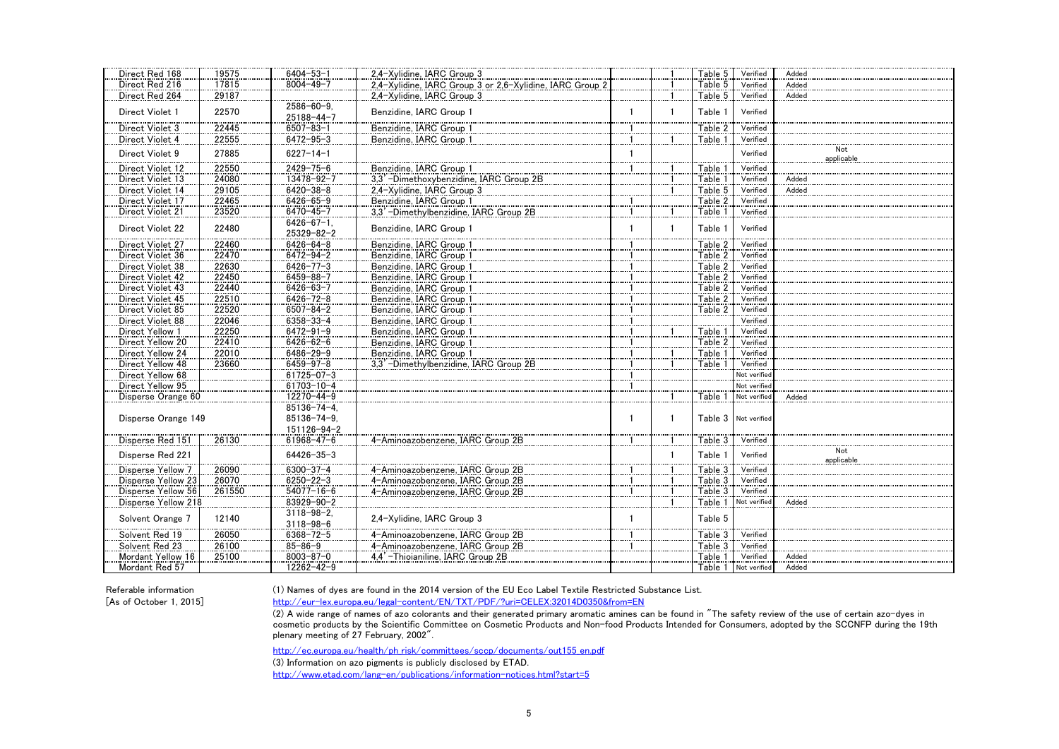| | | | | | | | | |
|---|---|---|---|---|---|---|---|---|
| Direct Red 168 | 19575 | 6404-53-1 | 2,4-Xylidine, IARC Group 3 | | 1 | Table 5 | Verified | Added |
| Direct Red 216 | 17815 | 8004-49-7 | 2,4-Xylidine, IARC Group 3 or 2,6-Xylidine, IARC Group 2 | | 1 | Table 5 | Verified | Added |
| Direct Red 264 | 29187 | | 2,4-Xylidine, IARC Group 3 | | 1 | Table 5 | Verified | Added |
| Direct Violet 1 | 22570 | 2586-60-9, 25188-44-7 | Benzidine, IARC Group 1 | 1 | 1 | Table 1 | Verified | |
| Direct Violet 3 | 22445 | 6507-83-1 | Benzidine, IARC Group 1 | 1 | | Table 2 | Verified | |
| Direct Violet 4 | 22555 | 6472-95-3 | Benzidine, IARC Group 1 | 1 | 1 | Table 1 | Verified | |
| Direct Violet 9 | 27885 | 6227-14-1 | | 1 | | | Verified | Not applicable |
| Direct Violet 12 | 22550 | 2429-75-6 | Benzidine, IARC Group 1 | 1 | 1 | Table 1 | Verified | |
| Direct Violet 13 | 24080 | 13478-92-7 | 3,3'-Dimethoxybenzidine, IARC Group 2B | | 1 | Table 1 | Verified | Added |
| Direct Violet 14 | 29105 | 6420-38-8 | 2,4-Xylidine, IARC Group 3 | | 1 | Table 5 | Verified | Added |
| Direct Violet 17 | 22465 | 6426-65-9 | Benzidine, IARC Group 1 | 1 | | Table 2 | Verified | |
| Direct Violet 21 | 23520 | 6470-45-7 | 3,3'-Dimethylbenzidine, IARC Group 2B | 1 | 1 | Table 1 | Verified | |
| Direct Violet 22 | 22480 | 6426-67-1, 25329-82-2 | Benzidine, IARC Group 1 | 1 | 1 | Table 1 | Verified | |
| Direct Violet 27 | 22460 | 6426-64-8 | Benzidine, IARC Group 1 | 1 | | Table 2 | Verified | |
| Direct Violet 36 | 22470 | 6472-94-2 | Benzidine, IARC Group 1 | 1 | | Table 2 | Verified | |
| Direct Violet 38 | 22630 | 6426-77-3 | Benzidine, IARC Group 1 | 1 | | Table 2 | Verified | |
| Direct Violet 42 | 22450 | 6459-88-7 | Benzidine, IARC Group 1 | 1 | | Table 2 | Verified | |
| Direct Violet 43 | 22440 | 6426-63-7 | Benzidine, IARC Group 1 | 1 | | Table 2 | Verified | |
| Direct Violet 45 | 22510 | 6426-72-8 | Benzidine, IARC Group 1 | 1 | | Table 2 | Verified | |
| Direct Violet 85 | 22520 | 6507-84-2 | Benzidine, IARC Group 1 | 1 | | Table 2 | Verified | |
| Direct Violet 88 | 22046 | 6358-33-4 | Benzidine, IARC Group 1 | 1 | | | Verified | |
| Direct Yellow 1 | 22250 | 6472-91-9 | Benzidine, IARC Group 1 | 1 | 1 | Table 1 | Verified | |
| Direct Yellow 20 | 22410 | 6426-62-6 | Benzidine, IARC Group 1 | 1 | | Table 2 | Verified | |
| Direct Yellow 24 | 22010 | 6486-29-9 | Benzidine, IARC Group 1 | 1 | 1 | Table 1 | Verified | |
| Direct Yellow 48 | 23660 | 6459-97-8 | 3,3'-Dimethylbenzidine, IARC Group 2B | 1 | 1 | Table 1 | Verified | |
| Direct Yellow 68 | | 61725-07-3 | | 1 | | | Not verified | |
| Direct Yellow 95 | | 61703-10-4 | | 1 | | | Not verified | |
| Disperse Orange 60 | | 12270-44-9 | | | 1 | Table 1 | Not verified | Added |
| Disperse Orange 149 | | 85136-74-4, 85136-74-9, 151126-94-2 | | 1 | 1 | Table 3 | Not verified | |
| Disperse Red 151 | 26130 | 61968-47-6 | 4-Aminoazobenzene, IARC Group 2B | 1 | 1 | Table 3 | Verified | |
| Disperse Red 221 | | 64426-35-3 | | | 1 | Table 1 | Verified | Not applicable |
| Disperse Yellow 7 | 26090 | 6300-37-4 | 4-Aminoazobenzene, IARC Group 2B | 1 | 1 | Table 3 | Verified | |
| Disperse Yellow 23 | 26070 | 6250-22-3 | 4-Aminoazobenzene, IARC Group 2B | 1 | 1 | Table 3 | Verified | |
| Disperse Yellow 56 | 261550 | 54077-16-6 | 4-Aminoazobenzene, IARC Group 2B | 1 | 1 | Table 3 | Verified | |
| Disperse Yellow 218 | | 83929-90-2 | | | 1 | Table 1 | Not verified | Added |
| Solvent Orange 7 | 12140 | 3118-98-2, 3118-98-6 | 2,4-Xylidine, IARC Group 3 | 1 | | Table 5 | | |
| Solvent Red 19 | 26050 | 6368-72-5 | 4-Aminoazobenzene, IARC Group 2B | 1 | | Table 3 | Verified | |
| Solvent Red 23 | 26100 | 85-86-9 | 4-Aminoazobenzene, IARC Group 2B | 1 | | Table 3 | Verified | |
| Mordant Yellow 16 | 25100 | 8003-87-0 | 4,4'-Thioianiline, IARC Group 2B | | | Table 1 | Verified | Added |
| Mordant Red 57 | | 12262-42-9 | | | | Table 1 | Not verified | Added |

Referable information
[As of October 1, 2015]

(1) Names of dyes are found in the 2014 version of the EU Eco Label Textile Restricted Substance List.
http://eur-lex.europa.eu/legal-content/EN/TXT/PDF/?uri=CELEX:32014D0350&from=EN

(2) A wide range of names of azo colorants and their generated primary aromatic amines can be found in "The safety review of the use of certain azo-dyes in cosmetic products by the Scientific Committee on Cosmetic Products and Non-food Products Intended for Consumers, adopted by the SCCNFP during the 19th plenary meeting of 27 February, 2002".

http://ec.europa.eu/health/ph_risk/committees/sccp/documents/out155_en.pdf

(3) Information on azo pigments is publicly disclosed by ETAD.
http://www.etad.com/lang-en/publications/information-notices.html?start=5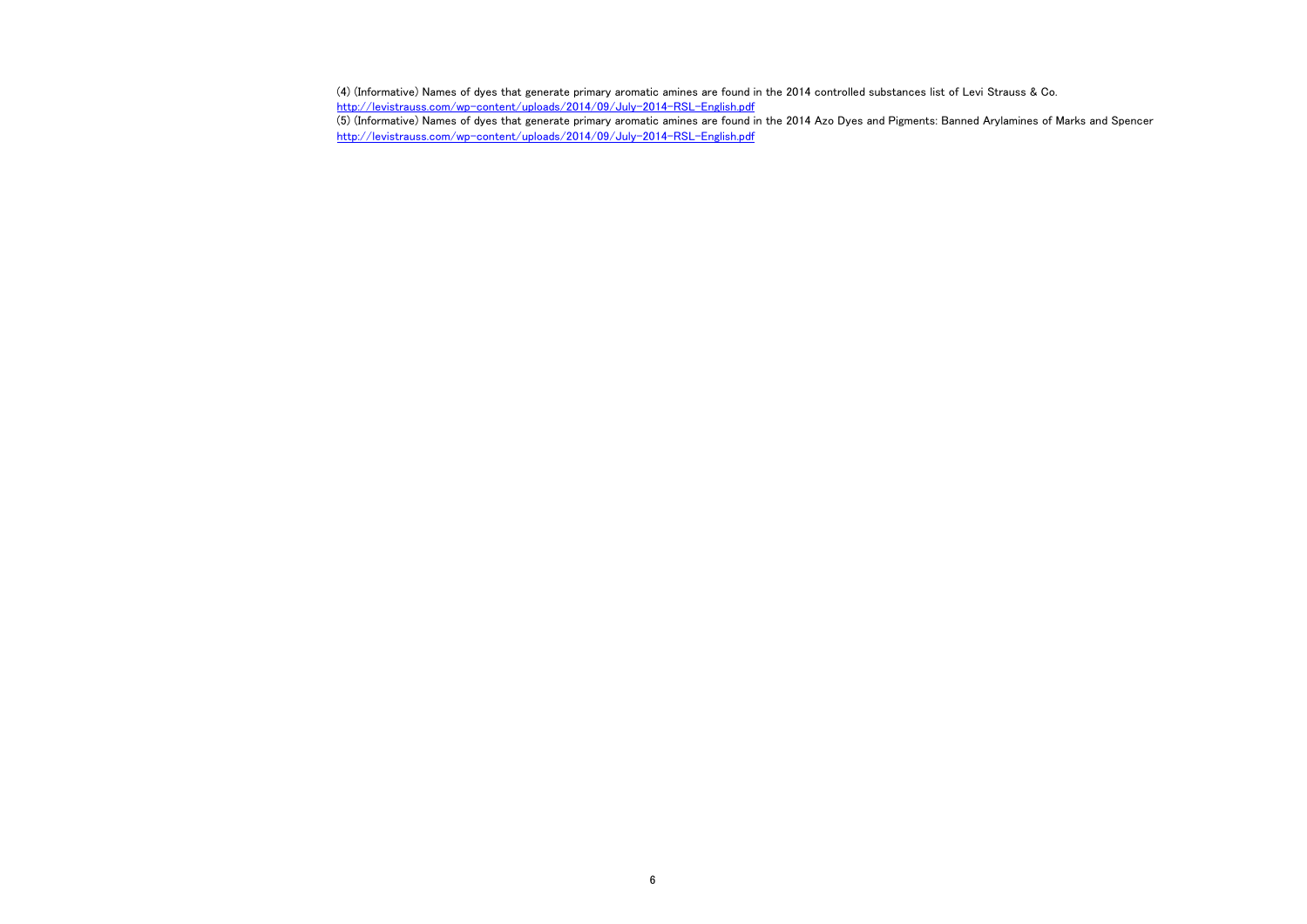(4) (Informative) Names of dyes that generate primary aromatic amines are found in the 2014 controlled substances list of Levi Strauss & Co.
http://levistrauss.com/wp-content/uploads/2014/09/July-2014-RSL-English.pdf

(5) (Informative) Names of dyes that generate primary aromatic amines are found in the 2014 Azo Dyes and Pigments: Banned Arylamines of Marks and Spencer
http://levistrauss.com/wp-content/uploads/2014/09/July-2014-RSL-English.pdf